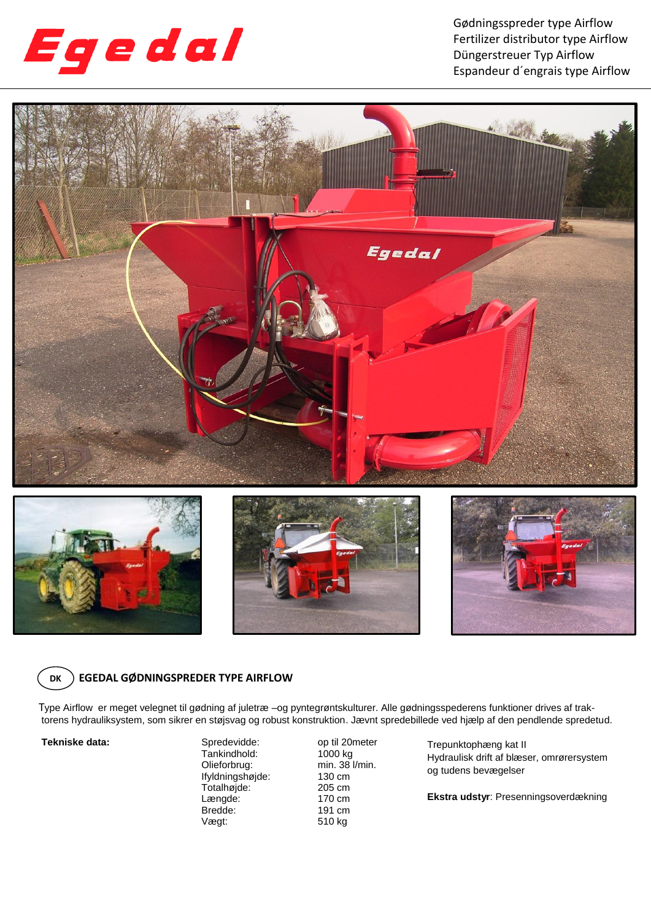Egedal

Gødningsspreder type Airflow
Fertilizer distributor type Airflow
Düngerstreuer Typ Airflow
Espandeur d´engrais type Airflow

## DK EGEDAL GØDNINGSPREDER TYPE AIRFLOW

Type Airflow er meget velegnet til gødning af juletræ –og pyntegrøntskulturer. Alle gødningsspederens funktioner drives af traktorens hydrauliksystem, som sikrer en støjsvag og robust konstruktion. Jævnt spredebillede ved hjælp af den pendlende spredetud.

**Tekniske data:**

| | |
|---|---|
| Spredevidde: | op til 20meter |
| Tankindhold: | 1000 kg |
| Olieforbrug: | min. 38 l/min. |
| Ifyldningshøjde: | 130 cm |
| Totalhøjde: | 205 cm |
| Længde: | 170 cm |
| Bredde: | 191 cm |
| Vægt: | 510 kg |

Trepunktophæng kat II
Hydraulisk drift af blæser, omrørersystem og tudens bevægelser

**Ekstra udstyr**: Presenningsoverdækning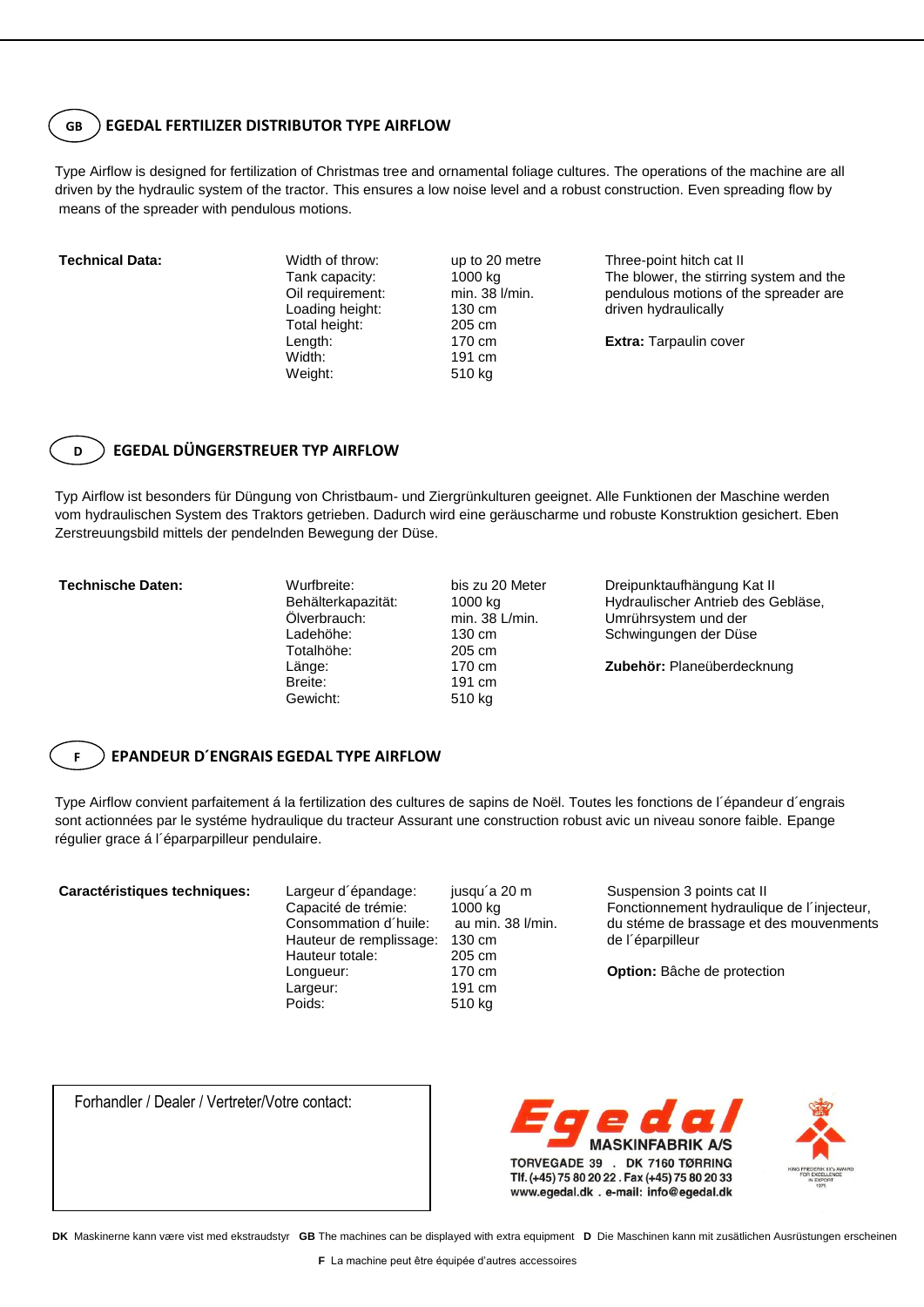## GB EGEDAL FERTILIZER DISTRIBUTOR TYPE AIRFLOW

Type Airflow is designed for fertilization of Christmas tree and ornamental foliage cultures. The operations of the machine are all driven by the hydraulic system of the tractor. This ensures a low noise level and a robust construction. Even spreading flow by means of the spreader with pendulous motions.

**Technical Data:**

| | | |
|---|---|---|
| Width of throw: | up to 20 metre | Three-point hitch cat II |
| Tank capacity: | 1000 kg | The blower, the stirring system and the pendulous motions of the spreader are driven hydraulically |
| Oil requirement: | min. 38 l/min. | |
| Loading height: | 130 cm | |
| Total height: | 205 cm | |
| Length: | 170 cm | **Extra:** Tarpaulin cover |
| Width: | 191 cm | |
| Weight: | 510 kg | |

## D EGEDAL DÜNGERSTREUER TYP AIRFLOW

Typ Airflow ist besonders für Düngung von Christbaum- und Ziergrünkulturen geeignet. Alle Funktionen der Maschine werden vom hydraulischen System des Traktors getrieben. Dadurch wird eine geräuscharme und robuste Konstruktion gesichert. Eben Zerstreuungsbild mittels der pendelnden Bewegung der Düse.

**Technische Daten:**

| | | |
|---|---|---|
| Wurfbreite: | bis zu 20 Meter | Dreipunktaufhängung Kat II |
| Behälterkapazität: | 1000 kg | Hydraulischer Antrieb des Gebläse, Umrührsystem und der Schwingungen der Düse |
| Ölverbrauch: | min. 38 L/min. | |
| Ladehöhe: | 130 cm | |
| Totalhöhe: | 205 cm | |
| Länge: | 170 cm | **Zubehör:** Planeüberdecknung |
| Breite: | 191 cm | |
| Gewicht: | 510 kg | |

## F EPANDEUR D´ENGRAIS EGEDAL TYPE AIRFLOW

Type Airflow convient parfaitement á la fertilization des cultures de sapins de Noël. Toutes les fonctions de l´épandeur d´engrais sont actionnées par le systéme hydraulique du tracteur Assurant une construction robust avic un niveau sonore faible. Epange régulier grace á l´éparparpilleur pendulaire.

**Caractéristiques techniques:**

| | | |
|---|---|---|
| Largeur d´épandage: | jusqu´a 20 m | Suspension 3 points cat II |
| Capacité de trémie: | 1000 kg | Fonctionnement hydraulique de l´injecteur, du stéme de brassage et des mouvenments de l´éparpilleur |
| Consommation d´huile: | au min. 38 l/min. | |
| Hauteur de remplissage: | 130 cm | |
| Hauteur totale: | 205 cm | |
| Longueur: | 170 cm | **Option:** Bâche de protection |
| Largeur: | 191 cm | |
| Poids: | 510 kg | |

Forhandler / Dealer / Vertreter/Votre contact:

Egedal
MASKINFABRIK A/S
TORVEGADE 39 . DK 7160 TØRRING
Tlf. (+45) 75 80 20 22 . Fax (+45) 75 80 20 33
www.egedal.dk . e-mail: info@egedal.dk

KING FREDERIK IX's AWARD FOR EXCELLENCE IN EXPORT 1975

**DK** Maskinerne kann være vist med ekstraudstyr **GB** The machines can be displayed with extra equipment **D** Die Maschinen kann mit zusätlichen Ausrüstungen erscheinen

**F** La machine peut être équipée d'autres accessoires